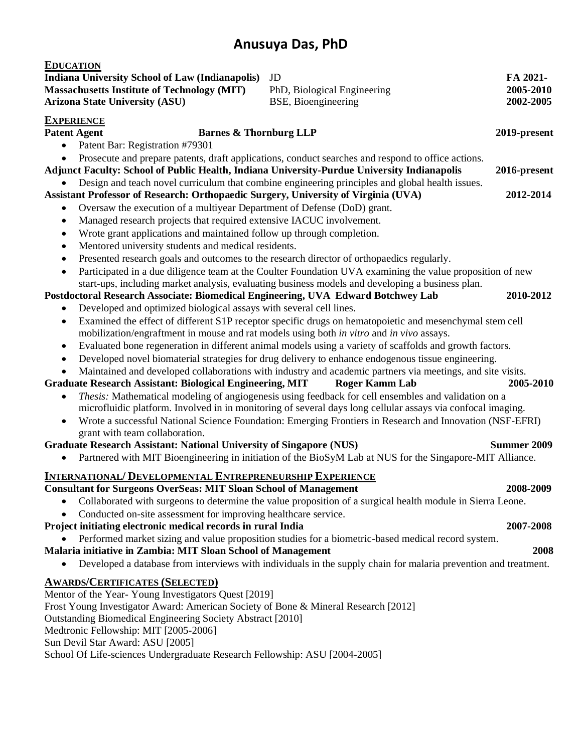# Anusuya Das, PhD

## EDUCATION

**Indiana University School of Law (Indianapolis)** JD **FA 2021-**
**Massachusetts Institute of Technology (MIT)** PhD, Biological Engineering **2005-2010**
**Arizona State University (ASU)** BSE, Bioengineering **2002-2005**

## EXPERIENCE

**Patent Agent** **Barnes & Thornburg LLP** **2019-present**

- Patent Bar: Registration #79301
- Prosecute and prepare patents, draft applications, conduct searches and respond to office actions.

**Adjunct Faculty: School of Public Health, Indiana University-Purdue University Indianapolis** **2016-present**

- Design and teach novel curriculum that combine engineering principles and global health issues.

**Assistant Professor of Research: Orthopaedic Surgery, University of Virginia (UVA)** **2012-2014**

- Oversaw the execution of a multiyear Department of Defense (DoD) grant.
- Managed research projects that required extensive IACUC involvement.
- Wrote grant applications and maintained follow up through completion.
- Mentored university students and medical residents.
- Presented research goals and outcomes to the research director of orthopaedics regularly.
- Participated in a due diligence team at the Coulter Foundation UVA examining the value proposition of new start-ups, including market analysis, evaluating business models and developing a business plan.

**Postdoctoral Research Associate: Biomedical Engineering, UVA Edward Botchwey Lab** **2010-2012**

- Developed and optimized biological assays with several cell lines.
- Examined the effect of different S1P receptor specific drugs on hematopoietic and mesenchymal stem cell mobilization/engraftment in mouse and rat models using both *in vitro* and *in vivo* assays.
- Evaluated bone regeneration in different animal models using a variety of scaffolds and growth factors.
- Developed novel biomaterial strategies for drug delivery to enhance endogenous tissue engineering.
- Maintained and developed collaborations with industry and academic partners via meetings, and site visits.

**Graduate Research Assistant: Biological Engineering, MIT** **Roger Kamm Lab** **2005-2010**

- *Thesis:* Mathematical modeling of angiogenesis using feedback for cell ensembles and validation on a microfluidic platform. Involved in in monitoring of several days long cellular assays via confocal imaging.
- Wrote a successful National Science Foundation: Emerging Frontiers in Research and Innovation (NSF-EFRI) grant with team collaboration.

**Graduate Research Assistant: National University of Singapore (NUS)** **Summer 2009**

- Partnered with MIT Bioengineering in initiation of the BioSyM Lab at NUS for the Singapore-MIT Alliance.

## INTERNATIONAL/ DEVELOPMENTAL ENTREPRENEURSHIP EXPERIENCE

**Consultant for Surgeons OverSeas: MIT Sloan School of Management** **2008-2009**

- Collaborated with surgeons to determine the value proposition of a surgical health module in Sierra Leone.
- Conducted on-site assessment for improving healthcare service.

**Project initiating electronic medical records in rural India** **2007-2008**

- Performed market sizing and value proposition studies for a biometric-based medical record system.

**Malaria initiative in Zambia: MIT Sloan School of Management** **2008**

- Developed a database from interviews with individuals in the supply chain for malaria prevention and treatment.

## AWARDS/CERTIFICATES (SELECTED)

Mentor of the Year- Young Investigators Quest [2019]
Frost Young Investigator Award: American Society of Bone & Mineral Research [2012]
Outstanding Biomedical Engineering Society Abstract [2010]
Medtronic Fellowship: MIT [2005-2006]
Sun Devil Star Award: ASU [2005]
School Of Life-sciences Undergraduate Research Fellowship: ASU [2004-2005]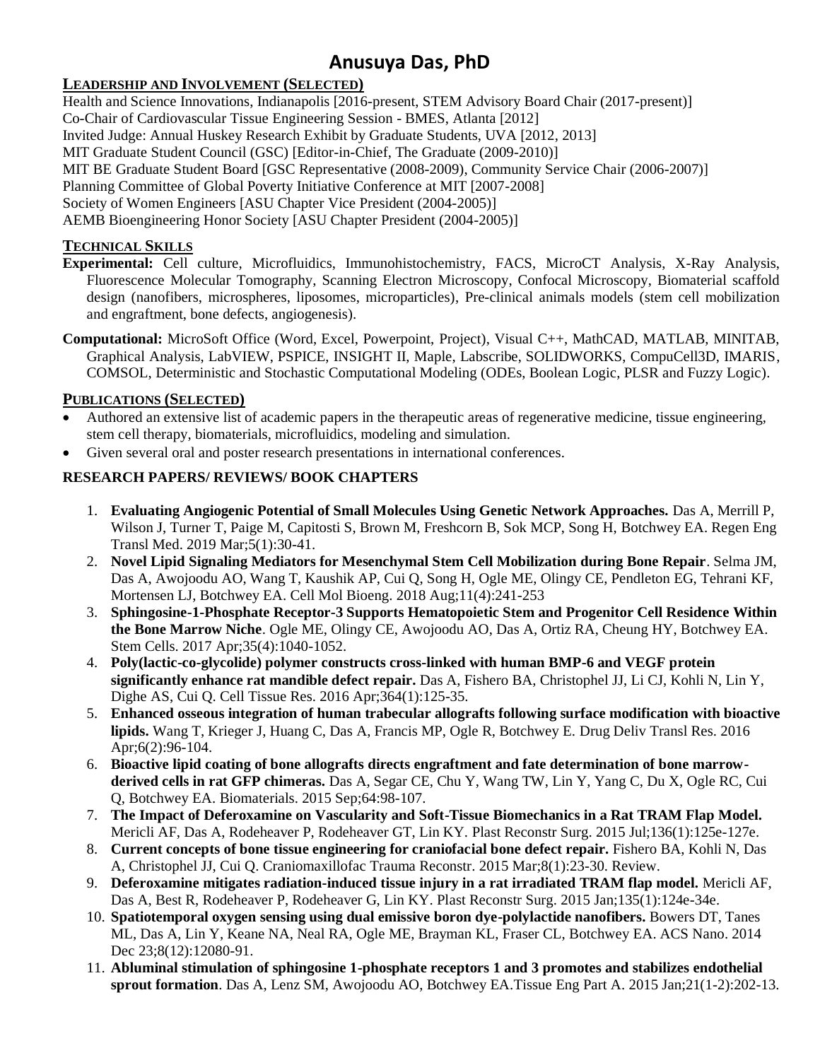# Anusuya Das, PhD

## Leadership and Involvement (Selected)

Health and Science Innovations, Indianapolis [2016-present, STEM Advisory Board Chair (2017-present)]
Co-Chair of Cardiovascular Tissue Engineering Session - BMES, Atlanta [2012]
Invited Judge: Annual Huskey Research Exhibit by Graduate Students, UVA [2012, 2013]
MIT Graduate Student Council (GSC) [Editor-in-Chief, The Graduate (2009-2010)]
MIT BE Graduate Student Board [GSC Representative (2008-2009), Community Service Chair (2006-2007)]
Planning Committee of Global Poverty Initiative Conference at MIT [2007-2008]
Society of Women Engineers [ASU Chapter Vice President (2004-2005)]
AEMB Bioengineering Honor Society [ASU Chapter President (2004-2005)]

## Technical Skills

**Experimental:** Cell culture, Microfluidics, Immunohistochemistry, FACS, MicroCT Analysis, X-Ray Analysis, Fluorescence Molecular Tomography, Scanning Electron Microscopy, Confocal Microscopy, Biomaterial scaffold design (nanofibers, microspheres, liposomes, microparticles), Pre-clinical animals models (stem cell mobilization and engraftment, bone defects, angiogenesis).

**Computational:** MicroSoft Office (Word, Excel, Powerpoint, Project), Visual C++, MathCAD, MATLAB, MINITAB, Graphical Analysis, LabVIEW, PSPICE, INSIGHT II, Maple, Labscribe, SOLIDWORKS, CompuCell3D, IMARIS, COMSOL, Deterministic and Stochastic Computational Modeling (ODEs, Boolean Logic, PLSR and Fuzzy Logic).

## Publications (Selected)

- Authored an extensive list of academic papers in the therapeutic areas of regenerative medicine, tissue engineering, stem cell therapy, biomaterials, microfluidics, modeling and simulation.
- Given several oral and poster research presentations in international conferences.

### RESEARCH PAPERS/ REVIEWS/ BOOK CHAPTERS

1. **Evaluating Angiogenic Potential of Small Molecules Using Genetic Network Approaches.** Das A, Merrill P, Wilson J, Turner T, Paige M, Capitosti S, Brown M, Freshcorn B, Sok MCP, Song H, Botchwey EA. Regen Eng Transl Med. 2019 Mar;5(1):30-41.
2. **Novel Lipid Signaling Mediators for Mesenchymal Stem Cell Mobilization during Bone Repair**. Selma JM, Das A, Awojoodu AO, Wang T, Kaushik AP, Cui Q, Song H, Ogle ME, Olingy CE, Pendleton EG, Tehrani KF, Mortensen LJ, Botchwey EA. Cell Mol Bioeng. 2018 Aug;11(4):241-253
3. **Sphingosine-1-Phosphate Receptor-3 Supports Hematopoietic Stem and Progenitor Cell Residence Within the Bone Marrow Niche**. Ogle ME, Olingy CE, Awojoodu AO, Das A, Ortiz RA, Cheung HY, Botchwey EA. Stem Cells. 2017 Apr;35(4):1040-1052.
4. **Poly(lactic-co-glycolide) polymer constructs cross-linked with human BMP-6 and VEGF protein significantly enhance rat mandible defect repair.** Das A, Fishero BA, Christophel JJ, Li CJ, Kohli N, Lin Y, Dighe AS, Cui Q. Cell Tissue Res. 2016 Apr;364(1):125-35.
5. **Enhanced osseous integration of human trabecular allografts following surface modification with bioactive lipids.** Wang T, Krieger J, Huang C, Das A, Francis MP, Ogle R, Botchwey E. Drug Deliv Transl Res. 2016 Apr;6(2):96-104.
6. **Bioactive lipid coating of bone allografts directs engraftment and fate determination of bone marrow-derived cells in rat GFP chimeras.** Das A, Segar CE, Chu Y, Wang TW, Lin Y, Yang C, Du X, Ogle RC, Cui Q, Botchwey EA. Biomaterials. 2015 Sep;64:98-107.
7. **The Impact of Deferoxamine on Vascularity and Soft-Tissue Biomechanics in a Rat TRAM Flap Model.** Mericli AF, Das A, Rodeheaver P, Rodeheaver GT, Lin KY. Plast Reconstr Surg. 2015 Jul;136(1):125e-127e.
8. **Current concepts of bone tissue engineering for craniofacial bone defect repair.** Fishero BA, Kohli N, Das A, Christophel JJ, Cui Q. Craniomaxillofac Trauma Reconstr. 2015 Mar;8(1):23-30. Review.
9. **Deferoxamine mitigates radiation-induced tissue injury in a rat irradiated TRAM flap model.** Mericli AF, Das A, Best R, Rodeheaver P, Rodeheaver G, Lin KY. Plast Reconstr Surg. 2015 Jan;135(1):124e-34e.
10. **Spatiotemporal oxygen sensing using dual emissive boron dye-polylactide nanofibers.** Bowers DT, Tanes ML, Das A, Lin Y, Keane NA, Neal RA, Ogle ME, Brayman KL, Fraser CL, Botchwey EA. ACS Nano. 2014 Dec 23;8(12):12080-91.
11. **Abluminal stimulation of sphingosine 1-phosphate receptors 1 and 3 promotes and stabilizes endothelial sprout formation**. Das A, Lenz SM, Awojoodu AO, Botchwey EA.Tissue Eng Part A. 2015 Jan;21(1-2):202-13.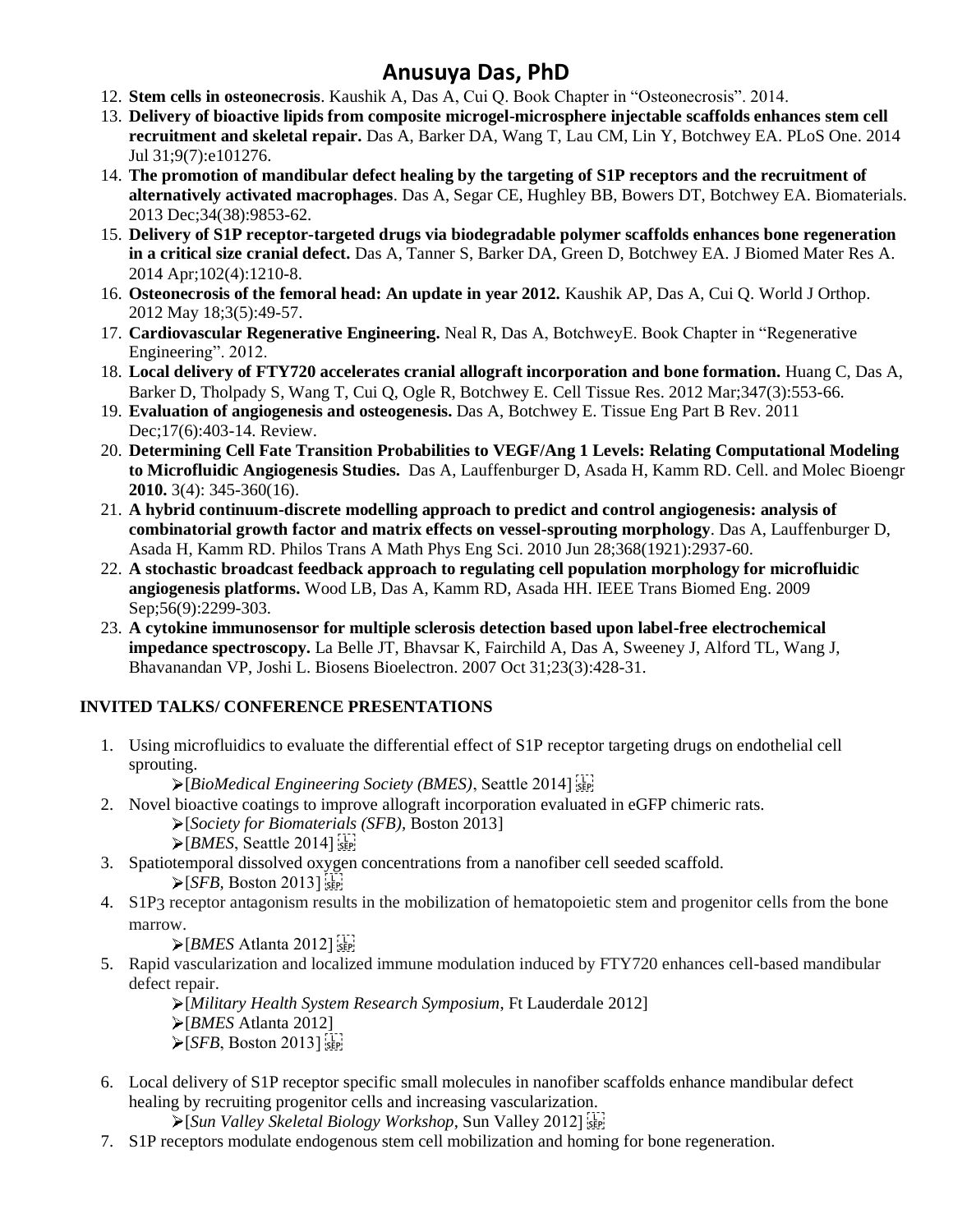12. **Stem cells in osteonecrosis**. Kaushik A, Das A, Cui Q. Book Chapter in "Osteonecrosis". 2014.
13. **Delivery of bioactive lipids from composite microgel-microsphere injectable scaffolds enhances stem cell recruitment and skeletal repair.** Das A, Barker DA, Wang T, Lau CM, Lin Y, Botchwey EA. PLoS One. 2014 Jul 31;9(7):e101276.
14. **The promotion of mandibular defect healing by the targeting of S1P receptors and the recruitment of alternatively activated macrophages**. Das A, Segar CE, Hughley BB, Bowers DT, Botchwey EA. Biomaterials. 2013 Dec;34(38):9853-62.
15. **Delivery of S1P receptor-targeted drugs via biodegradable polymer scaffolds enhances bone regeneration in a critical size cranial defect.** Das A, Tanner S, Barker DA, Green D, Botchwey EA. J Biomed Mater Res A. 2014 Apr;102(4):1210-8.
16. **Osteonecrosis of the femoral head: An update in year 2012.** Kaushik AP, Das A, Cui Q. World J Orthop. 2012 May 18;3(5):49-57.
17. **Cardiovascular Regenerative Engineering.** Neal R, Das A, BotchweyE. Book Chapter in "Regenerative Engineering". 2012.
18. **Local delivery of FTY720 accelerates cranial allograft incorporation and bone formation.** Huang C, Das A, Barker D, Tholpady S, Wang T, Cui Q, Ogle R, Botchwey E. Cell Tissue Res. 2012 Mar;347(3):553-66.
19. **Evaluation of angiogenesis and osteogenesis.** Das A, Botchwey E. Tissue Eng Part B Rev. 2011 Dec;17(6):403-14. Review.
20. **Determining Cell Fate Transition Probabilities to VEGF/Ang 1 Levels: Relating Computational Modeling to Microfluidic Angiogenesis Studies.** Das A, Lauffenburger D, Asada H, Kamm RD. Cell. and Molec Bioengr **2010.** 3(4): 345-360(16).
21. **A hybrid continuum-discrete modelling approach to predict and control angiogenesis: analysis of combinatorial growth factor and matrix effects on vessel-sprouting morphology**. Das A, Lauffenburger D, Asada H, Kamm RD. Philos Trans A Math Phys Eng Sci. 2010 Jun 28;368(1921):2937-60.
22. **A stochastic broadcast feedback approach to regulating cell population morphology for microfluidic angiogenesis platforms.** Wood LB, Das A, Kamm RD, Asada HH. IEEE Trans Biomed Eng. 2009 Sep;56(9):2299-303.
23. **A cytokine immunosensor for multiple sclerosis detection based upon label-free electrochemical impedance spectroscopy.** La Belle JT, Bhavsar K, Fairchild A, Das A, Sweeney J, Alford TL, Wang J, Bhavanandan VP, Joshi L. Biosens Bioelectron. 2007 Oct 31;23(3):428-31.

## INVITED TALKS/ CONFERENCE PRESENTATIONS

1. Using microfluidics to evaluate the differential effect of S1P receptor targeting drugs on endothelial cell sprouting.
   - [*BioMedical Engineering Society (BMES)*, Seattle 2014]
2. Novel bioactive coatings to improve allograft incorporation evaluated in eGFP chimeric rats.
   - [*Society for Biomaterials (SFB)*, Boston 2013]
   - [*BMES*, Seattle 2014]
3. Spatiotemporal dissolved oxygen concentrations from a nanofiber cell seeded scaffold.
   - [*SFB*, Boston 2013]
4. S1P3 receptor antagonism results in the mobilization of hematopoietic stem and progenitor cells from the bone marrow.
   - [*BMES* Atlanta 2012]
5. Rapid vascularization and localized immune modulation induced by FTY720 enhances cell-based mandibular defect repair.
   - [*Military Health System Research Symposium*, Ft Lauderdale 2012]
   - [*BMES* Atlanta 2012]
   - [*SFB*, Boston 2013]
6. Local delivery of S1P receptor specific small molecules in nanofiber scaffolds enhance mandibular defect healing by recruiting progenitor cells and increasing vascularization.
   - [*Sun Valley Skeletal Biology Workshop*, Sun Valley 2012]
7. S1P receptors modulate endogenous stem cell mobilization and homing for bone regeneration.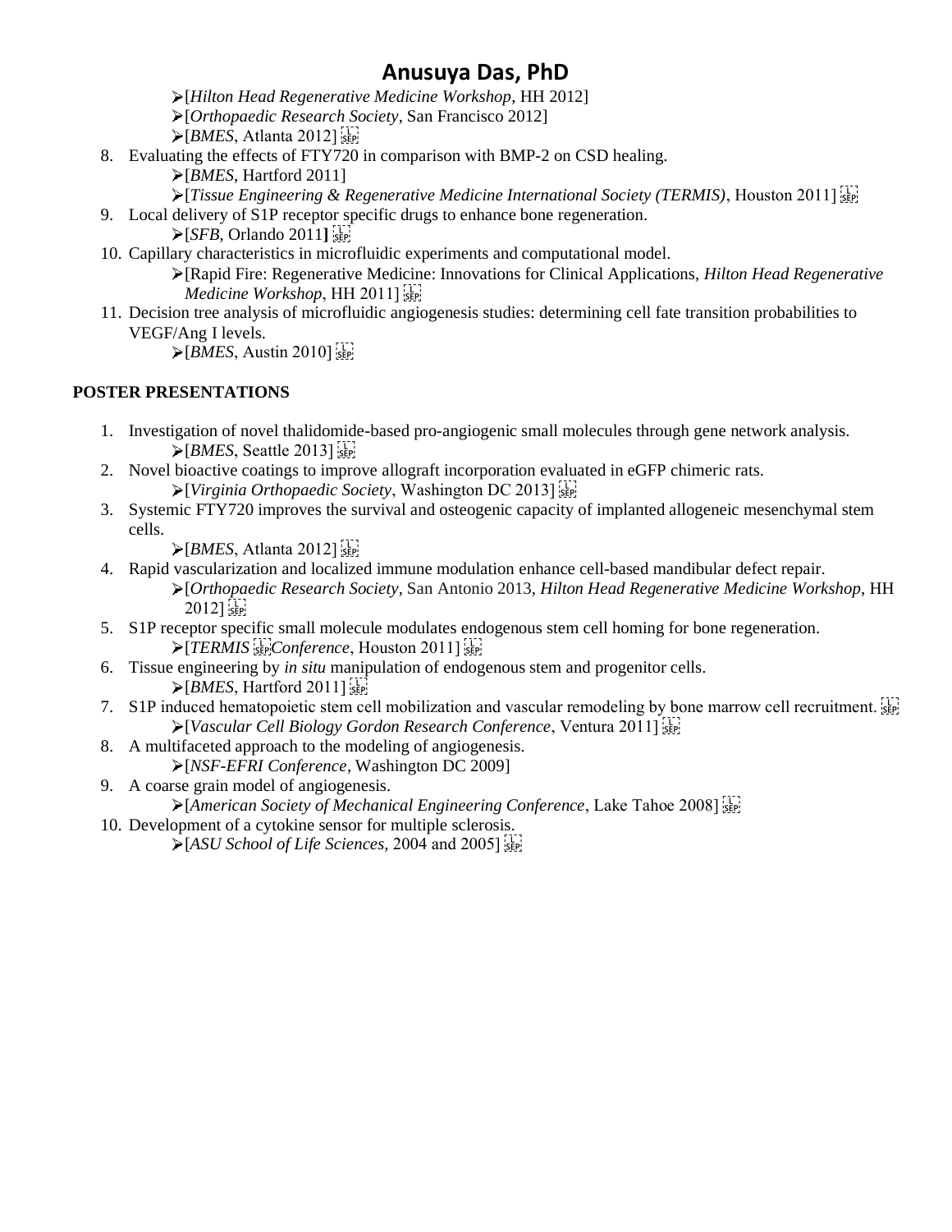- ➢[*Hilton Head Regenerative Medicine Workshop*, HH 2012]
- ➢[*Orthopaedic Research Society*, San Francisco 2012]
- ➢[*BMES*, Atlanta 2012]

8. Evaluating the effects of FTY720 in comparison with BMP-2 on CSD healing.
   - ➢[*BMES*, Hartford 2011]
   - ➢[*Tissue Engineering & Regenerative Medicine International Society (TERMIS)*, Houston 2011]
9. Local delivery of S1P receptor specific drugs to enhance bone regeneration.
   - ➢[*SFB*, Orlando 2011]
10. Capillary characteristics in microfluidic experiments and computational model.
    - ➢[Rapid Fire: Regenerative Medicine: Innovations for Clinical Applications, *Hilton Head Regenerative Medicine Workshop*, HH 2011]
11. Decision tree analysis of microfluidic angiogenesis studies: determining cell fate transition probabilities to VEGF/Ang I levels.
    - ➢[*BMES*, Austin 2010]

**POSTER PRESENTATIONS**

1. Investigation of novel thalidomide-based pro-angiogenic small molecules through gene network analysis.
   - ➢[*BMES*, Seattle 2013]
2. Novel bioactive coatings to improve allograft incorporation evaluated in eGFP chimeric rats.
   - ➢[*Virginia Orthopaedic Society*, Washington DC 2013]
3. Systemic FTY720 improves the survival and osteogenic capacity of implanted allogeneic mesenchymal stem cells.
   - ➢[*BMES*, Atlanta 2012]
4. Rapid vascularization and localized immune modulation enhance cell-based mandibular defect repair.
   - ➢[*Orthopaedic Research Society*, San Antonio 2013, *Hilton Head Regenerative Medicine Workshop*, HH 2012]
5. S1P receptor specific small molecule modulates endogenous stem cell homing for bone regeneration.
   - ➢[*TERMIS Conference*, Houston 2011]
6. Tissue engineering by *in situ* manipulation of endogenous stem and progenitor cells.
   - ➢[*BMES*, Hartford 2011]
7. S1P induced hematopoietic stem cell mobilization and vascular remodeling by bone marrow cell recruitment.
   - ➢[*Vascular Cell Biology Gordon Research Conference*, Ventura 2011]
8. A multifaceted approach to the modeling of angiogenesis.
   - ➢[*NSF-EFRI Conference*, Washington DC 2009]
9. A coarse grain model of angiogenesis.
   - ➢[*American Society of Mechanical Engineering Conference*, Lake Tahoe 2008]
10. Development of a cytokine sensor for multiple sclerosis.
    - ➢[*ASU School of Life Sciences*, 2004 and 2005]